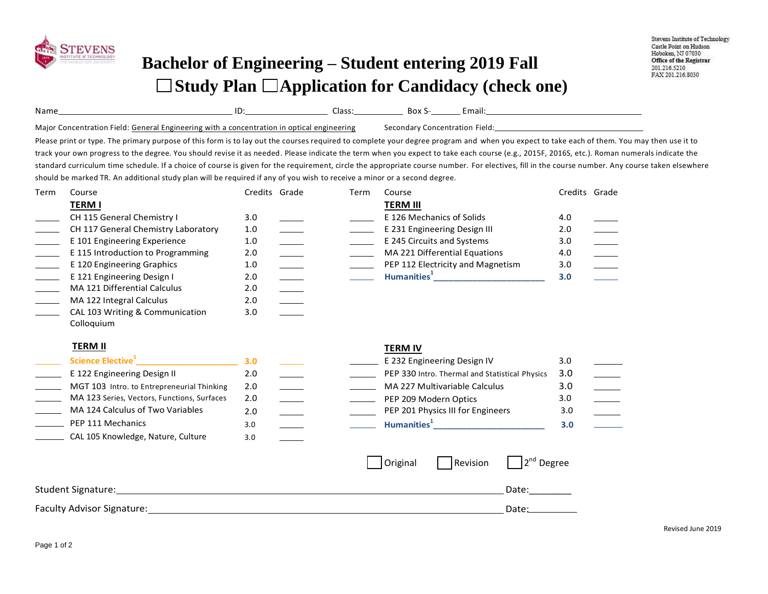Stevens Institute of Technology
Castle Point on Hudson
Hoboken, NJ 07030
Office of the Registrar
201.216.5210
FAX 201.216.8030

# Bachelor of Engineering – Student entering 2019 Fall

## ☐ Study Plan ☐ Application for Candidacy (check one)

Name________________________ ID:______________ Class:__________ Box S-______ Email:________________________

Major Concentration Field: General Engineering with a concentration in optical engineering Secondary Concentration Field:________________________

Please print or type. The primary purpose of this form is to lay out the courses required to complete your degree program and when you expect to take each of them. You may then use it to track your own progress to the degree. You should revise it as needed. Please indicate the term when you expect to take each course (e.g., 2015F, 2016S, etc.). Roman numerals indicate the standard curriculum time schedule. If a choice of course is given for the requirement, circle the appropriate course number. For electives, fill in the course number. Any course taken elsewhere should be marked TR. An additional study plan will be required if any of you wish to receive a minor or a second degree.

| Term | Course | Credits | Grade |
|---|---|---|---|
| | **TERM I** | | |
| _____ | CH 115 General Chemistry I | 3.0 | _____ |
| _____ | CH 117 General Chemistry Laboratory | 1.0 | _____ |
| _____ | E 101 Engineering Experience | 1.0 | _____ |
| _____ | E 115 Introduction to Programming | 2.0 | _____ |
| _____ | E 120 Engineering Graphics | 1.0 | _____ |
| _____ | E 121 Engineering Design I | 2.0 | _____ |
| _____ | MA 121 Differential Calculus | 2.0 | _____ |
| _____ | MA 122 Integral Calculus | 2.0 | _____ |
| _____ | CAL 103 Writing & Communication Colloquium | 3.0 | _____ |
| | **TERM II** | | |
| _____ | Science Elective[5] ________________ | 3.0 | _____ |
| _____ | E 122 Engineering Design II | 2.0 | _____ |
| _____ | MGT 103 Intro. to Entrepreneurial Thinking | 2.0 | _____ |
| _____ | MA 123 Series, Vectors, Functions, Surfaces | 2.0 | _____ |
| _____ | MA 124 Calculus of Two Variables | 2.0 | _____ |
| _____ | PEP 111 Mechanics | 3.0 | _____ |
| _____ | CAL 105 Knowledge, Nature, Culture | 3.0 | _____ |
| | **TERM III** | | |
| _____ | E 126 Mechanics of Solids | 4.0 | _____ |
| _____ | E 231 Engineering Design III | 2.0 | _____ |
| _____ | E 245 Circuits and Systems | 3.0 | _____ |
| _____ | MA 221 Differential Equations | 4.0 | _____ |
| _____ | PEP 112 Electricity and Magnetism | 3.0 | _____ |
| _____ | Humanities[1] ________________ | 3.0 | _____ |
| | **TERM IV** | | |
| _____ | E 232 Engineering Design IV | 3.0 | _____ |
| _____ | PEP 330 Intro. Thermal and Statistical Physics | 3.0 | _____ |
| _____ | MA 227 Multivariable Calculus | 3.0 | _____ |
| _____ | PEP 209 Modern Optics | 3.0 | _____ |
| _____ | PEP 201 Physics III for Engineers | 3.0 | _____ |
| _____ | Humanities[1] ________________ | 3.0 | _____ |

☐ Original ☐ Revision ☐ 2nd Degree

Student Signature:________________________________________ Date:________

Faculty Advisor Signature:________________________________________ Date:________

Revised June 2019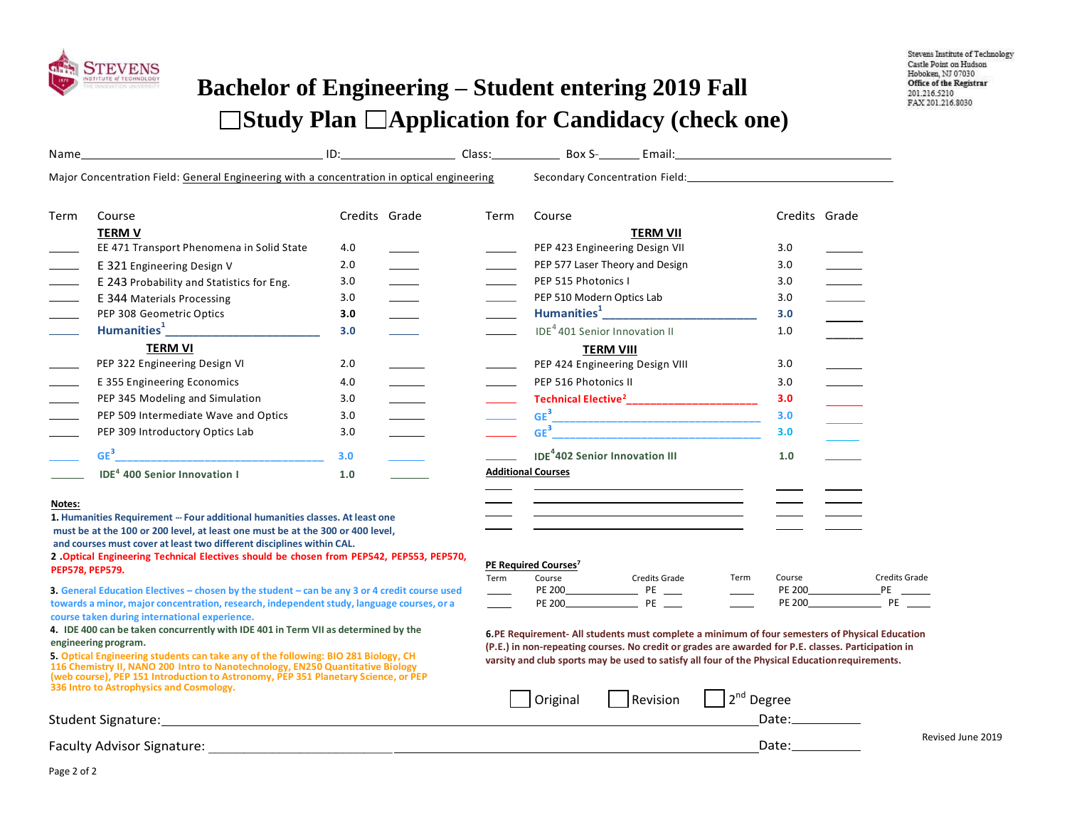Stevens Institute of Technology
Castle Point on Hudson
Hoboken, NJ 07030
**Office of the Registrar**
201.216.5210
FAX 201.216.8030

# Bachelor of Engineering – Student entering 2019 Fall

## ☐Study Plan ☐Application for Candidacy (check one)

Name________________________________________ ID:__________________ Class:___________ Box S-_______ Email:________________________________

Major Concentration Field: General Engineering with a concentration in optical engineering     Secondary Concentration Field:________________________________

| Term | Course | Credits | Grade |
|---|---|---|---|
| | **TERM V** | | |
| ____ | EE 471 Transport Phenomena in Solid State | 4.0 | ____ |
| ____ | E 321 Engineering Design V | 2.0 | ____ |
| ____ | E 243 Probability and Statistics for Eng. | 3.0 | ____ |
| ____ | E 344 Materials Processing | 3.0 | ____ |
| ____ | PEP 308 Geometric Optics | **3.0** | ____ |
| ____ | **Humanities[1]**________________________ | **3.0** | ____ |
| | **TERM VI** | | |
| ____ | PEP 322 Engineering Design VI | 2.0 | ____ |
| ____ | E 355 Engineering Economics | 4.0 | ____ |
| ____ | PEP 345 Modeling and Simulation | 3.0 | ____ |
| ____ | PEP 509 Intermediate Wave and Optics | 3.0 | ____ |
| ____ | PEP 309 Introductory Optics Lab | 3.0 | ____ |
| ____ | **GE[3]**________________________________ | **3.0** | ____ |
| ____ | **IDE[4] 400 Senior Innovation I** | **1.0** | ____ |

| Term | Course | Credits | Grade |
|---|---|---|---|
| | **TERM VII** | | |
| ____ | PEP 423 Engineering Design VII | 3.0 | ____ |
| ____ | PEP 577 Laser Theory and Design | 3.0 | ____ |
| ____ | PEP 515 Photonics I | 3.0 | ____ |
| ____ | PEP 510 Modern Optics Lab | 3.0 | ____ |
| ____ | **Humanities[1]**________________________ | **3.0** | ____ |
| ____ | IDE[4] 401 Senior Innovation II | 1.0 | ____ |
| | **TERM VIII** | | |
| ____ | PEP 424 Engineering Design VIII | 3.0 | ____ |
| ____ | PEP 516 Photonics II | 3.0 | ____ |
| ____ | **Technical Elective[2]**____________________ | **3.0** | ____ |
| ____ | **GE[3]**________________________________ | **3.0** | ____ |
| ____ | **GE[3]**________________________________ | **3.0** | ____ |
| ____ | **IDE[4]402 Senior Innovation III** | **1.0** | ____ |

**Additional Courses**

| Term | Course | Credits | Grade |
|---|---|---|---|
| ____ | ______________________________ | ____ | ____ |
| ____ | ______________________________ | ____ | ____ |
| ____ | ______________________________ | ____ | ____ |
| ____ | ______________________________ | ____ | ____ |

**Notes:**

**1. Humanities Requirement -- Four additional humanities classes. At least one must be at the 100 or 200 level, at least one must be at the 300 or 400 level, and courses must cover at least two different disciplines within CAL.**

**2 .Optical Engineering Technical Electives should be chosen from PEP542, PEP553, PEP570, PEP578, PEP579.**

**3. General Education Electives – chosen by the student – can be any 3 or 4 credit course used towards a minor, major concentration, research, independent study, language courses, or a course taken during international experience.**

**4. IDE 400 can be taken concurrently with IDE 401 in Term VII as determined by the engineering program.**

**5. Optical Engineering students can take any of the following: BIO 281 Biology, CH 116 Chemistry II, NANO 200 Intro to Nanotechnology, EN250 Quantitative Biology (web course), PEP 151 Introduction to Astronomy, PEP 351 Planetary Science, or PEP 336 Intro to Astrophysics and Cosmology.**

**PE Required Courses[7]**

| Term | Course | Credits | Grade | Term | Course | Credits | Grade |
|---|---|---|---|---|---|---|---|
| ____ | PE 200____________ | PE | ____ | ____ | PE 200____________ | PE | ____ |
| ____ | PE 200____________ | PE | ____ | ____ | PE 200____________ | PE | ____ |

**6.PE Requirement- All students must complete a minimum of four semesters of Physical Education (P.E.) in non-repeating courses. No credit or grades are awarded for P.E. classes. Participation in varsity and club sports may be used to satisfy all four of the Physical Education requirements.**

☐ Original ☐ Revision ☐ 2nd Degree

Student Signature:________________________________________________________________ Date:__________

Faculty Advisor Signature: ________________________________________________________ Date:__________

Revised June 2019